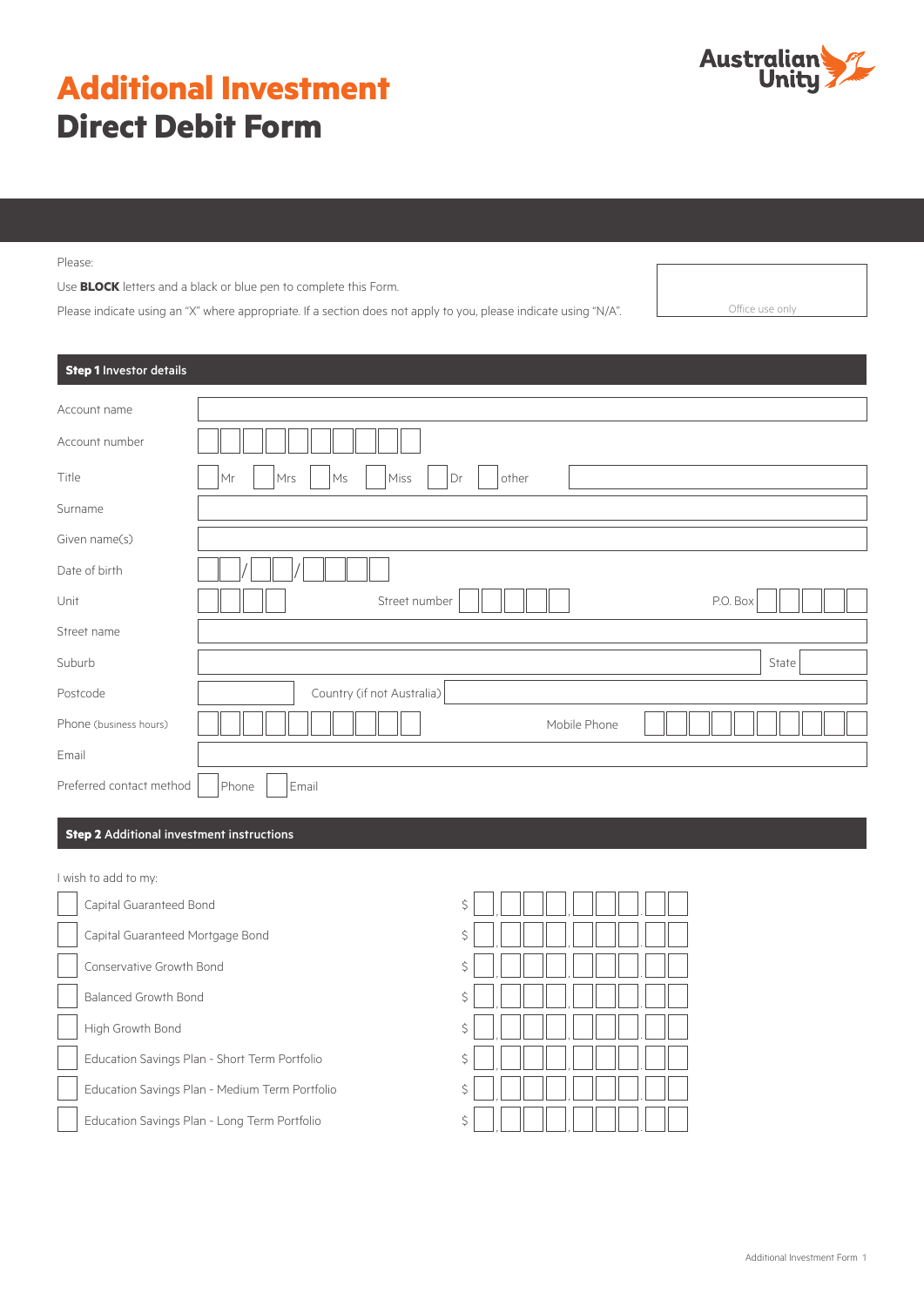# Additional Investment
## Direct Debit Form

Australian Unity

Please:

Use **BLOCK** letters and a black or blue pen to complete this Form.

Please indicate using an "X" where appropriate. If a section does not apply to you, please indicate using "N/A".

Office use only

### Step 1 Investor details

Account name

Account number

Title ☐ Mr ☐ Mrs ☐ Ms ☐ Miss ☐ Dr ☐ other

Surname

Given name(s)

Date of birth __ __ / __ __ / __ __ __ __

Unit  Street number  P.O. Box

Street name

Suburb  State

Postcode  Country (if not Australia)

Phone (business hours)  Mobile Phone

Email

Preferred contact method ☐ Phone ☐ Email

### Step 2 Additional investment instructions

I wish to add to my:

| | Product | Amount |
|---|---|---|
| ☐ | Capital Guaranteed Bond | $ |
| ☐ | Capital Guaranteed Mortgage Bond | $ |
| ☐ | Conservative Growth Bond | $ |
| ☐ | Balanced Growth Bond | $ |
| ☐ | High Growth Bond | $ |
| ☐ | Education Savings Plan - Short Term Portfolio | $ |
| ☐ | Education Savings Plan - Medium Term Portfolio | $ |
| ☐ | Education Savings Plan - Long Term Portfolio | $ |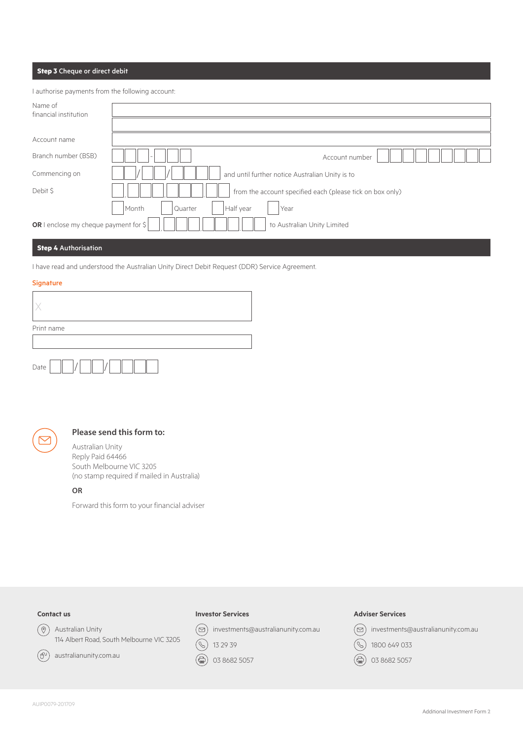## Step 3 Cheque or direct debit

I authorise payments from the following account:

Name of financial institution ______________________

Account name ______________________

Branch number (BSB) ___ ___ ___ - ___ ___ ___   Account number ___ ___ ___ ___ ___ ___ ___ ___ ___

Commencing on ___ ___ / ___ ___ / ___ ___ ___ ___ and until further notice Australian Unity is to

Debit $ ___ , ___ ___ ___ , ___ ___ ___ . ___ ___ from the account specified each (please tick on box only)

☐ Month ☐ Quarter ☐ Half year ☐ Year

**OR** I enclose my cheque payment for $ ___ , ___ ___ ___ , ___ ___ ___ . ___ ___ to Australian Unity Limited

## Step 4 Authorisation

I have read and understood the Australian Unity Direct Debit Request (DDR) Service Agreement.

**Signature**

X

Print name

Date ___ ___ / ___ ___ / ___ ___ ___ ___

### Please send this form to:

Australian Unity
Reply Paid 64466
South Melbourne VIC 3205
(no stamp required if mailed in Australia)

**OR**

Forward this form to your financial adviser

**Contact us**

Australian Unity
114 Albert Road, South Melbourne VIC 3205

australianunity.com.au

**Investor Services**

investments@australianunity.com.au

13 29 39

03 8682 5057

**Adviser Services**

investments@australianunity.com.au

1800 649 033

03 8682 5057

AUIP0079-201709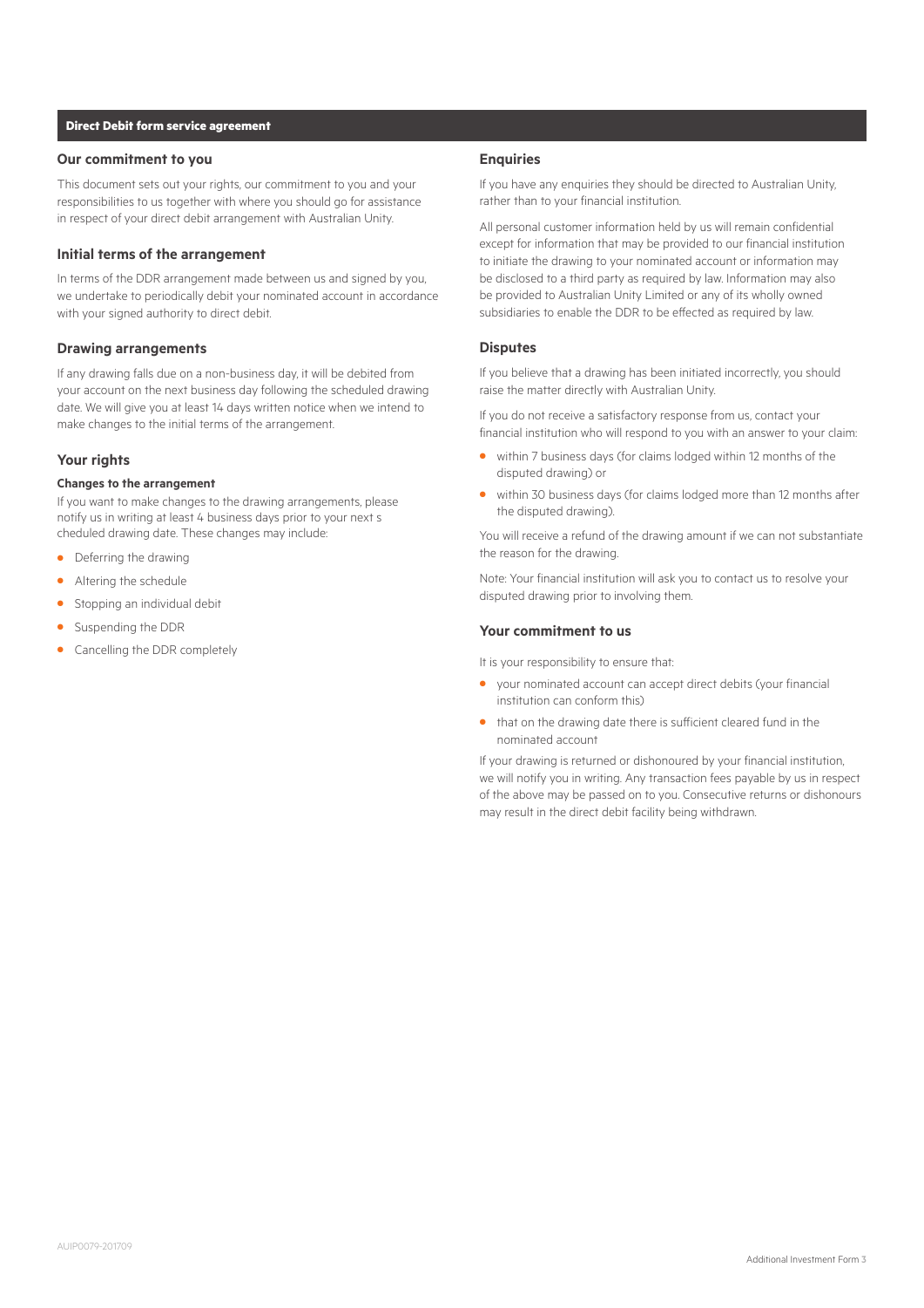## Direct Debit form service agreement

### Our commitment to you

This document sets out your rights, our commitment to you and your responsibilities to us together with where you should go for assistance in respect of your direct debit arrangement with Australian Unity.

### Initial terms of the arrangement

In terms of the DDR arrangement made between us and signed by you, we undertake to periodically debit your nominated account in accordance with your signed authority to direct debit.

### Drawing arrangements

If any drawing falls due on a non-business day, it will be debited from your account on the next business day following the scheduled drawing date. We will give you at least 14 days written notice when we intend to make changes to the initial terms of the arrangement.

### Your rights

#### Changes to the arrangement

If you want to make changes to the drawing arrangements, please notify us in writing at least 4 business days prior to your next s cheduled drawing date. These changes may include:

- Deferring the drawing
- Altering the schedule
- Stopping an individual debit
- Suspending the DDR
- Cancelling the DDR completely

### Enquiries

If you have any enquiries they should be directed to Australian Unity, rather than to your financial institution.

All personal customer information held by us will remain confidential except for information that may be provided to our financial institution to initiate the drawing to your nominated account or information may be disclosed to a third party as required by law. Information may also be provided to Australian Unity Limited or any of its wholly owned subsidiaries to enable the DDR to be effected as required by law.

### Disputes

If you believe that a drawing has been initiated incorrectly, you should raise the matter directly with Australian Unity.

If you do not receive a satisfactory response from us, contact your financial institution who will respond to you with an answer to your claim:

- within 7 business days (for claims lodged within 12 months of the disputed drawing) or
- within 30 business days (for claims lodged more than 12 months after the disputed drawing).

You will receive a refund of the drawing amount if we can not substantiate the reason for the drawing.

Note: Your financial institution will ask you to contact us to resolve your disputed drawing prior to involving them.

### Your commitment to us

It is your responsibility to ensure that:

- your nominated account can accept direct debits (your financial institution can conform this)
- that on the drawing date there is sufficient cleared fund in the nominated account

If your drawing is returned or dishonoured by your financial institution, we will notify you in writing. Any transaction fees payable by us in respect of the above may be passed on to you. Consecutive returns or dishonours may result in the direct debit facility being withdrawn.

AUIP0079-201709